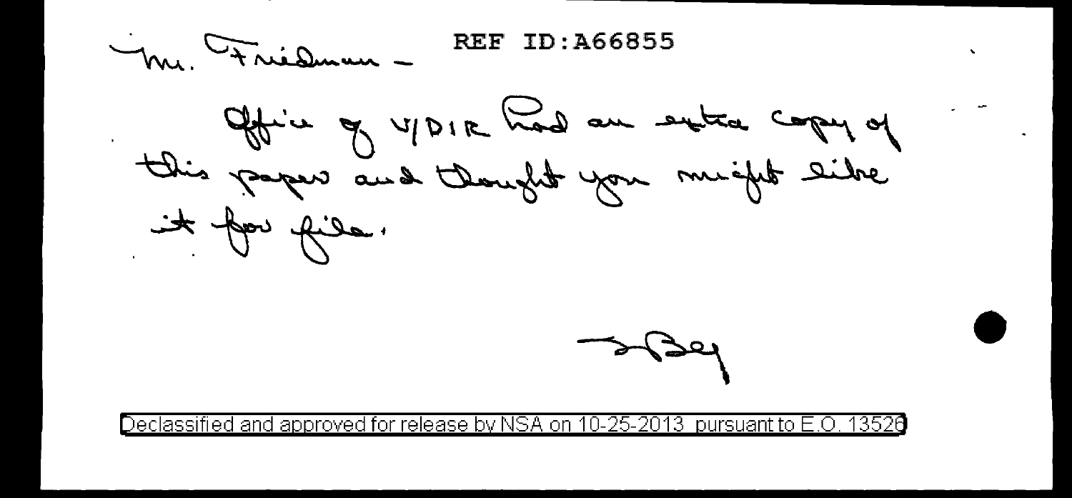REF ID:A66855

Mr. Friedman -

Office of V/DIR had an extra copy of this paper and thought you might like it for file.

Bey

Declassified and approved for release by NSA on 10-25-2013 pursuant to E.O. 13526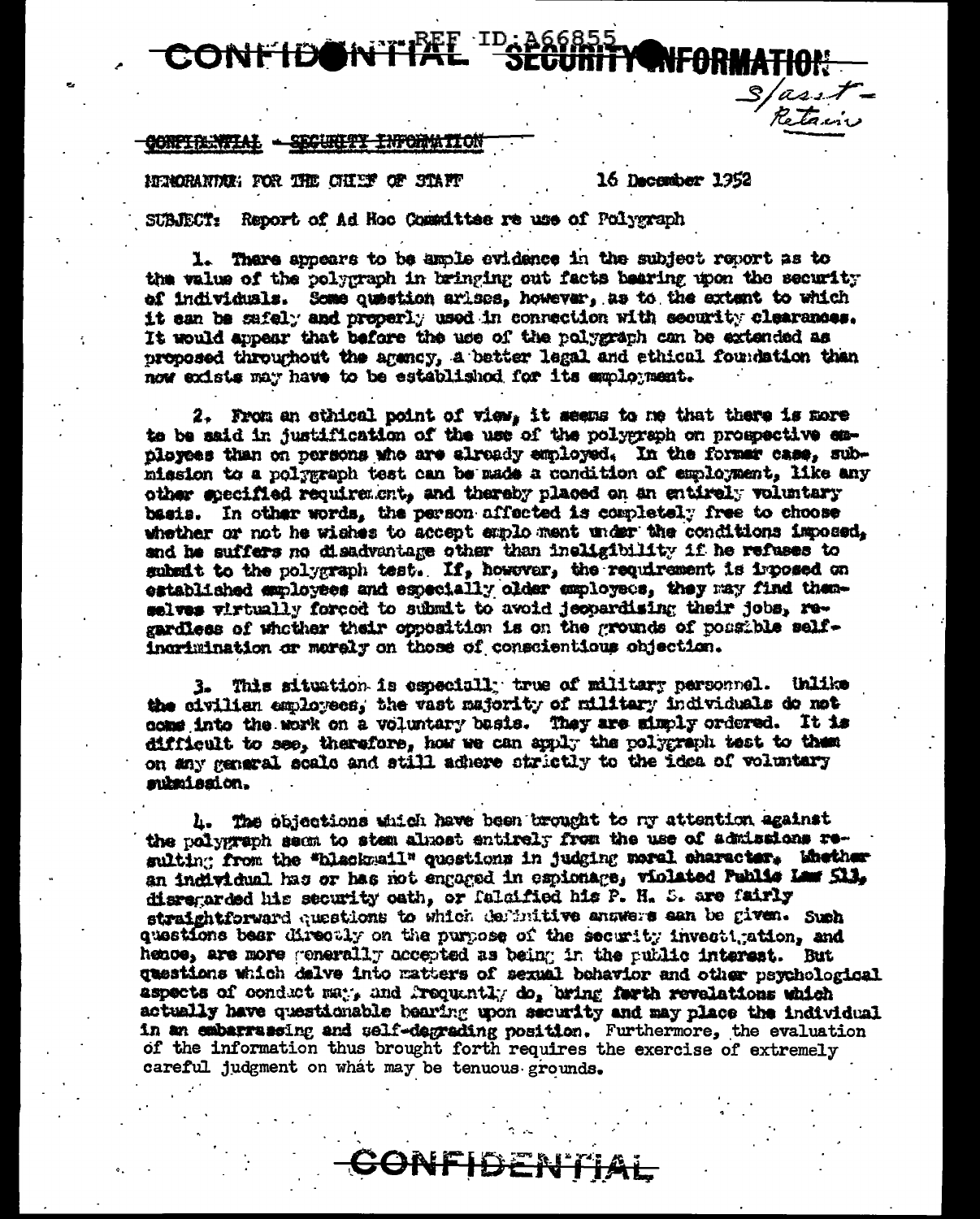CONFIDENTIAL REF ID:A66855 SECURITY INFORMATION

S/asst - Retain

CONFIDENTIAL - SECURITY INFORMATION

MEMORANDUM FOR THE CHIEF OF STAFF

16 December 1952

SUBJECT: Report of Ad Hoc Committee re use of Polygraph

1. There appears to be ample evidence in the subject report as to the value of the polygraph in bringing out facts bearing upon the security of individuals. Some question arises, however, as to the extent to which it can be safely and properly used in connection with security clearances. It would appear that before the use of the polygraph can be extended as proposed throughout the agency, a better legal and ethical foundation than now exists may have to be established for its employment.

2. From an ethical point of view, it seems to me that there is more to be said in justification of the use of the polygraph on prospective employees than on persons who are already employed. In the former case, submission to a polygraph test can be made a condition of employment, like any other specified requirement, and thereby placed on an entirely voluntary basis. In other words, the person affected is completely free to choose whether or not he wishes to accept employment under the conditions imposed, and he suffers no disadvantage other than ineligibility if he refuses to submit to the polygraph test. If, however, the requirement is imposed on established employees and especially older employees, they may find themselves virtually forced to submit to avoid jeopardizing their jobs, regardless of whether their opposition is on the grounds of possible self-incrimination or merely on those of conscientious objection.

3. This situation is especially true of military personnel. Unlike the civilian employees, the vast majority of military individuals do not come into the work on a voluntary basis. They are simply ordered. It is difficult to see, therefore, how we can apply the polygraph test to them on any general scale and still adhere strictly to the idea of voluntary submission.

4. The objections which have been brought to my attention against the polygraph seem to stem almost entirely from the use of admissions resulting from the "blackmail" questions in judging moral character. Whether an individual has or has not engaged in espionage, violated Public Law 513, disregarded his security oath, or falsified his P. H. S. are fairly straightforward questions to which definitive answers can be given. Such questions bear directly on the purpose of the security investigation, and hence, are more generally accepted as being in the public interest. But questions which delve into matters of sexual behavior and other psychological aspects of conduct may, and frequently do, bring forth revelations which actually have questionable bearing upon security and may place the individual in an embarrassing and self-degrading position. Furthermore, the evaluation of the information thus brought forth requires the exercise of extremely careful judgment on what may be tenuous grounds.

CONFIDENTIAL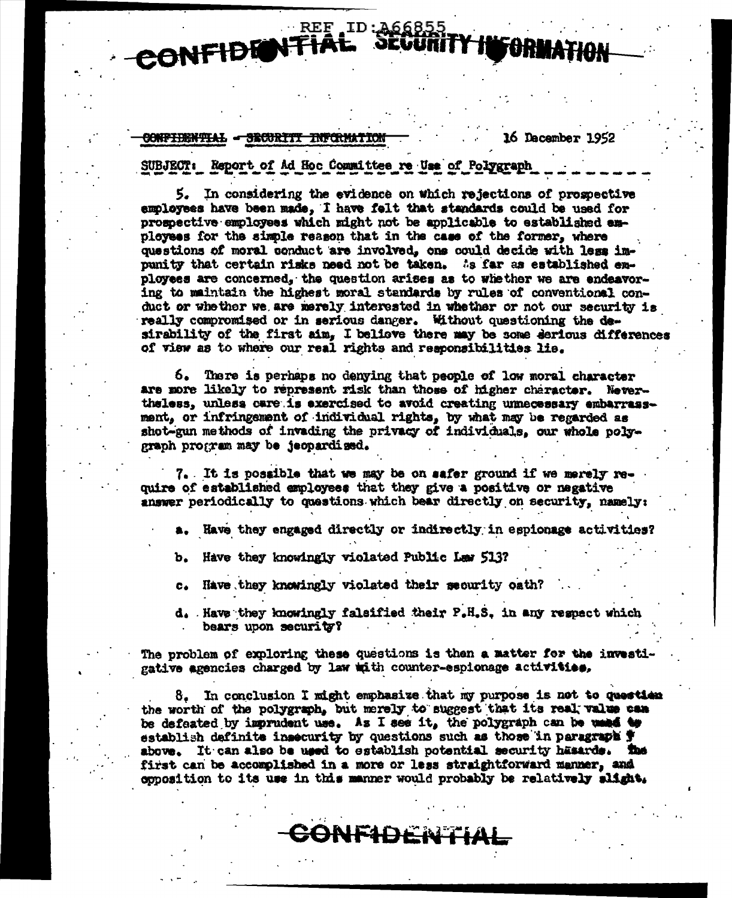CONFIDENTIAL - SECURITY INFORMATION     16 December 1952

SUBJECT: Report of Ad Hoc Committee re Use of Polygraph

5. In considering the evidence on which rejections of prospective employees have been made, I have felt that standards could be used for prospective employees which might not be applicable to established employees for the simple reason that in the case of the former, where questions of moral conduct are involved, one could decide with less impunity that certain risks need not be taken. As far as established employees are concerned, the question arises as to whether we are endeavoring to maintain the highest moral standards by rules of conventional conduct or whether we are merely interested in whether or not our security is really compromised or in serious danger. Without questioning the desirability of the first aim, I believe there may be some serious differences of view as to where our real rights and responsibilities lie.

6. There is perhaps no denying that people of low moral character are more likely to represent risk than those of higher character. Nevertheless, unless care is exercised to avoid creating unnecessary embarrassment, or infringement of individual rights, by what may be regarded as shot-gun methods of invading the privacy of individuals, our whole polygraph program may be jeopardized.

7. It is possible that we may be on safer ground if we merely require of established employees that they give a positive or negative answer periodically to questions which bear directly on security, namely:

a. Have they engaged directly or indirectly in espionage activities?

b. Have they knowingly violated Public Law 513?

c. Have they knowingly violated their security oath?

d. Have they knowingly falsified their P.H.S. in any respect which bears upon security?

The problem of exploring these questions is then a matter for the investigative agencies charged by law with counter-espionage activities.

8. In conclusion I might emphasize that my purpose is not to question the worth of the polygraph, but merely to suggest that its real value can be defeated by imprudent use. As I see it, the polygraph can be used to establish definite insecurity by questions such as those in paragraph 7 above. It can also be used to establish potential security hazards. The first can be accomplished in a more or less straightforward manner, and opposition to its use in this manner would probably be relatively slight.

CONFIDENTIAL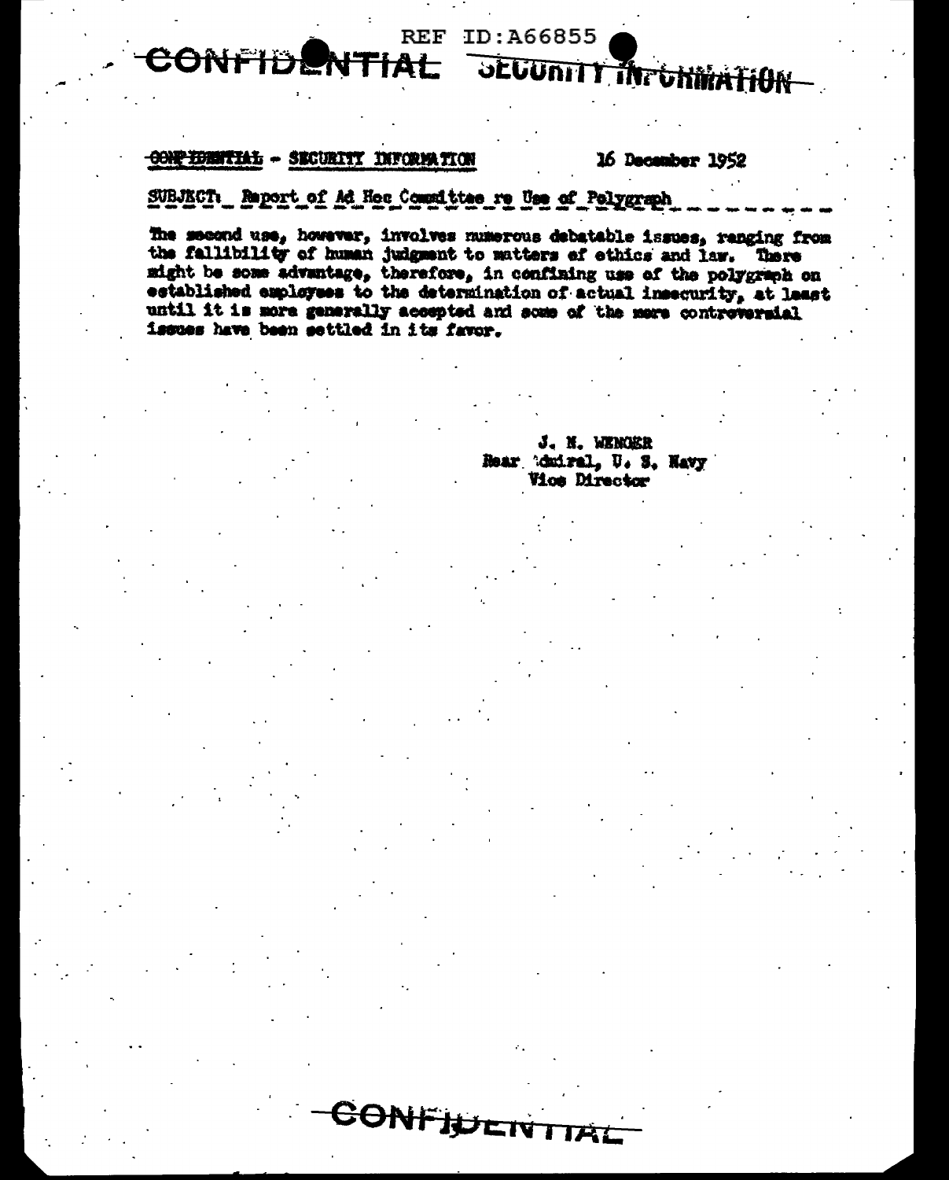CONFIDENTIAL - SECURITY INFORMATION

16 December 1952

SUBJECT: Report of Ad Hoc Committee re Use of Polygraph

The second use, however, involves numerous debatable issues, ranging from the fallibility of human judgment to matters of ethics and law. There might be some advantage, therefore, in confining use of the polygraph on established employees to the determination of actual insecurity, at least until it is more generally accepted and some of the more controversial issues have been settled in its favor.

J. N. WENGER
Rear Admiral, U. S. Navy
Vice Director